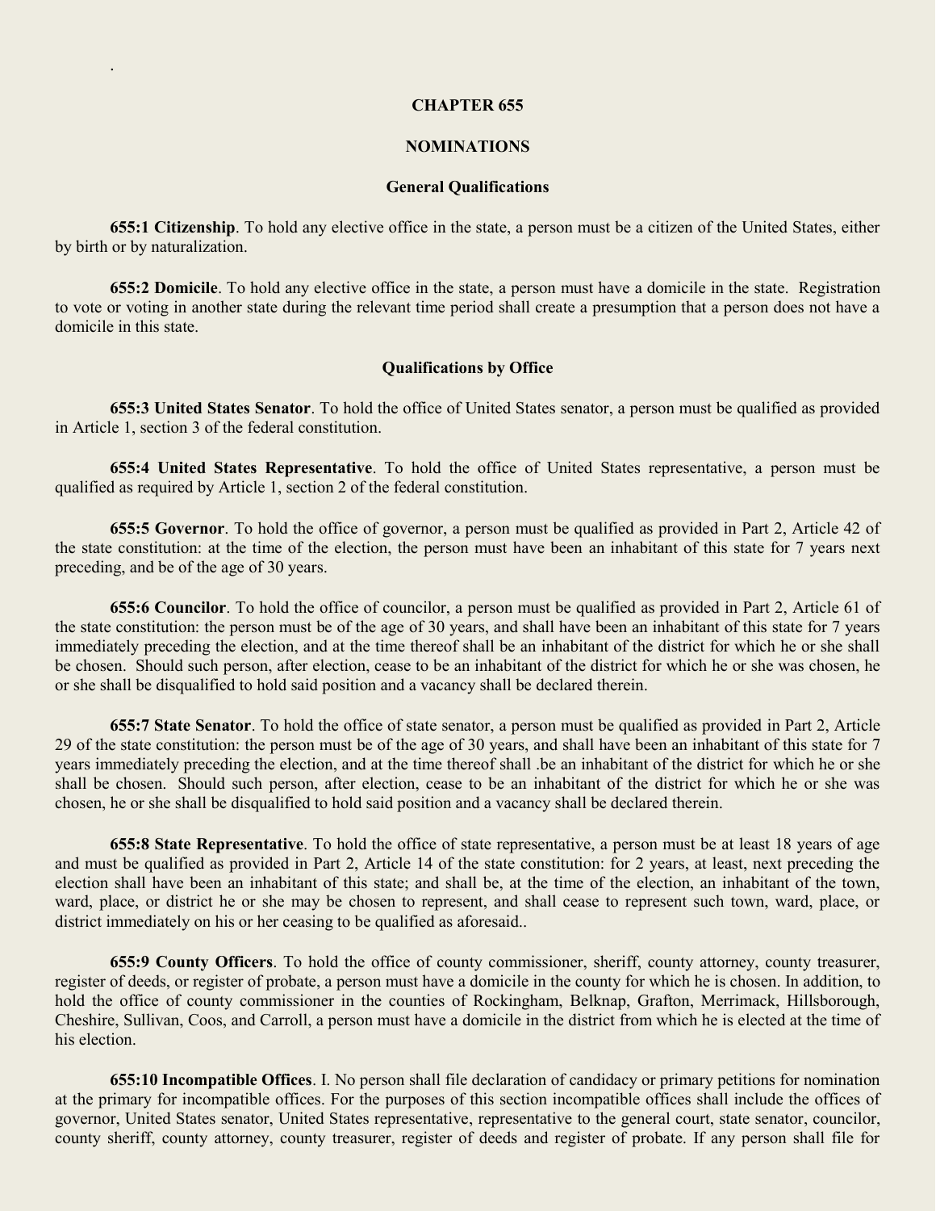# CHAPTER 655

## NOMINATIONS

### General Qualifications

**655:1 Citizenship**. To hold any elective office in the state, a person must be a citizen of the United States, either by birth or by naturalization.

**655:2 Domicile**. To hold any elective office in the state, a person must have a domicile in the state. Registration to vote or voting in another state during the relevant time period shall create a presumption that a person does not have a domicile in this state.

### Qualifications by Office

**655:3 United States Senator**. To hold the office of United States senator, a person must be qualified as provided in Article 1, section 3 of the federal constitution.

**655:4 United States Representative**. To hold the office of United States representative, a person must be qualified as required by Article 1, section 2 of the federal constitution.

**655:5 Governor**. To hold the office of governor, a person must be qualified as provided in Part 2, Article 42 of the state constitution: at the time of the election, the person must have been an inhabitant of this state for 7 years next preceding, and be of the age of 30 years.

**655:6 Councilor**. To hold the office of councilor, a person must be qualified as provided in Part 2, Article 61 of the state constitution: the person must be of the age of 30 years, and shall have been an inhabitant of this state for 7 years immediately preceding the election, and at the time thereof shall be an inhabitant of the district for which he or she shall be chosen. Should such person, after election, cease to be an inhabitant of the district for which he or she was chosen, he or she shall be disqualified to hold said position and a vacancy shall be declared therein.

**655:7 State Senator**. To hold the office of state senator, a person must be qualified as provided in Part 2, Article 29 of the state constitution: the person must be of the age of 30 years, and shall have been an inhabitant of this state for 7 years immediately preceding the election, and at the time thereof shall .be an inhabitant of the district for which he or she shall be chosen. Should such person, after election, cease to be an inhabitant of the district for which he or she was chosen, he or she shall be disqualified to hold said position and a vacancy shall be declared therein.

**655:8 State Representative**. To hold the office of state representative, a person must be at least 18 years of age and must be qualified as provided in Part 2, Article 14 of the state constitution: for 2 years, at least, next preceding the election shall have been an inhabitant of this state; and shall be, at the time of the election, an inhabitant of the town, ward, place, or district he or she may be chosen to represent, and shall cease to represent such town, ward, place, or district immediately on his or her ceasing to be qualified as aforesaid..

**655:9 County Officers**. To hold the office of county commissioner, sheriff, county attorney, county treasurer, register of deeds, or register of probate, a person must have a domicile in the county for which he is chosen. In addition, to hold the office of county commissioner in the counties of Rockingham, Belknap, Grafton, Merrimack, Hillsborough, Cheshire, Sullivan, Coos, and Carroll, a person must have a domicile in the district from which he is elected at the time of his election.

**655:10 Incompatible Offices**. I. No person shall file declaration of candidacy or primary petitions for nomination at the primary for incompatible offices. For the purposes of this section incompatible offices shall include the offices of governor, United States senator, United States representative, representative to the general court, state senator, councilor, county sheriff, county attorney, county treasurer, register of deeds and register of probate. If any person shall file for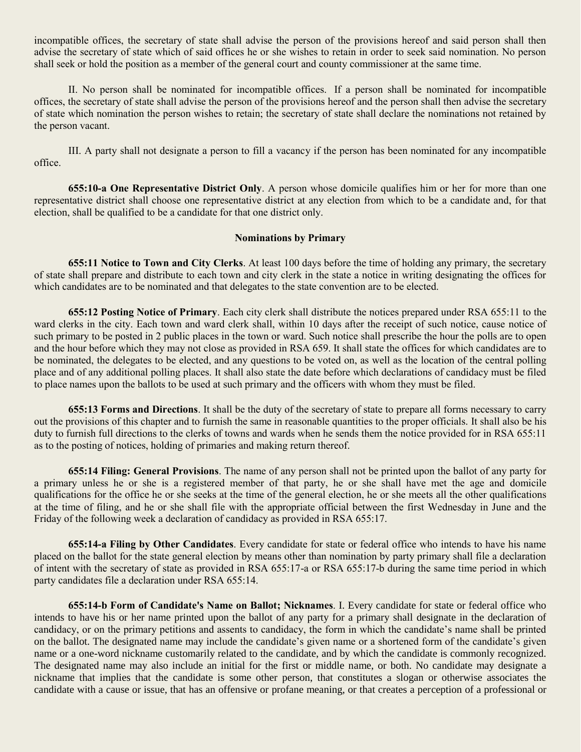incompatible offices, the secretary of state shall advise the person of the provisions hereof and said person shall then advise the secretary of state which of said offices he or she wishes to retain in order to seek said nomination. No person shall seek or hold the position as a member of the general court and county commissioner at the same time.

II. No person shall be nominated for incompatible offices. If a person shall be nominated for incompatible offices, the secretary of state shall advise the person of the provisions hereof and the person shall then advise the secretary of state which nomination the person wishes to retain; the secretary of state shall declare the nominations not retained by the person vacant.

III. A party shall not designate a person to fill a vacancy if the person has been nominated for any incompatible office.

**655:10-a One Representative District Only**. A person whose domicile qualifies him or her for more than one representative district shall choose one representative district at any election from which to be a candidate and, for that election, shall be qualified to be a candidate for that one district only.

### Nominations by Primary

**655:11 Notice to Town and City Clerks**. At least 100 days before the time of holding any primary, the secretary of state shall prepare and distribute to each town and city clerk in the state a notice in writing designating the offices for which candidates are to be nominated and that delegates to the state convention are to be elected.

**655:12 Posting Notice of Primary**. Each city clerk shall distribute the notices prepared under RSA 655:11 to the ward clerks in the city. Each town and ward clerk shall, within 10 days after the receipt of such notice, cause notice of such primary to be posted in 2 public places in the town or ward. Such notice shall prescribe the hour the polls are to open and the hour before which they may not close as provided in RSA 659. It shall state the offices for which candidates are to be nominated, the delegates to be elected, and any questions to be voted on, as well as the location of the central polling place and of any additional polling places. It shall also state the date before which declarations of candidacy must be filed to place names upon the ballots to be used at such primary and the officers with whom they must be filed.

**655:13 Forms and Directions**. It shall be the duty of the secretary of state to prepare all forms necessary to carry out the provisions of this chapter and to furnish the same in reasonable quantities to the proper officials. It shall also be his duty to furnish full directions to the clerks of towns and wards when he sends them the notice provided for in RSA 655:11 as to the posting of notices, holding of primaries and making return thereof.

**655:14 Filing: General Provisions**. The name of any person shall not be printed upon the ballot of any party for a primary unless he or she is a registered member of that party, he or she shall have met the age and domicile qualifications for the office he or she seeks at the time of the general election, he or she meets all the other qualifications at the time of filing, and he or she shall file with the appropriate official between the first Wednesday in June and the Friday of the following week a declaration of candidacy as provided in RSA 655:17.

**655:14-a Filing by Other Candidates**. Every candidate for state or federal office who intends to have his name placed on the ballot for the state general election by means other than nomination by party primary shall file a declaration of intent with the secretary of state as provided in RSA 655:17-a or RSA 655:17-b during the same time period in which party candidates file a declaration under RSA 655:14.

**655:14-b Form of Candidate's Name on Ballot; Nicknames**. I. Every candidate for state or federal office who intends to have his or her name printed upon the ballot of any party for a primary shall designate in the declaration of candidacy, or on the primary petitions and assents to candidacy, the form in which the candidate's name shall be printed on the ballot. The designated name may include the candidate's given name or a shortened form of the candidate's given name or a one-word nickname customarily related to the candidate, and by which the candidate is commonly recognized. The designated name may also include an initial for the first or middle name, or both. No candidate may designate a nickname that implies that the candidate is some other person, that constitutes a slogan or otherwise associates the candidate with a cause or issue, that has an offensive or profane meaning, or that creates a perception of a professional or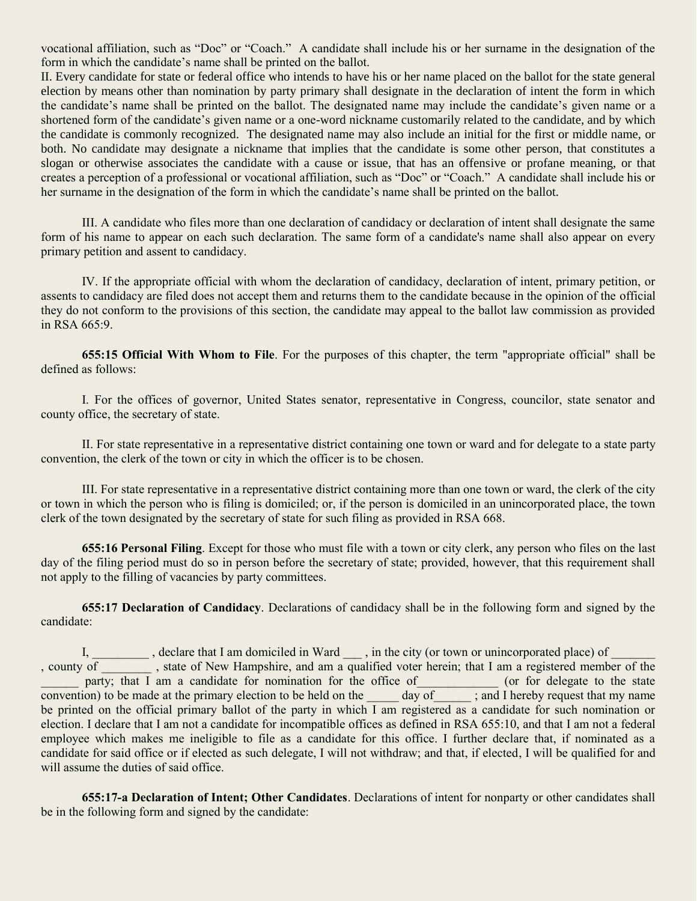vocational affiliation, such as “Doc” or “Coach.” A candidate shall include his or her surname in the designation of the form in which the candidate’s name shall be printed on the ballot.

II. Every candidate for state or federal office who intends to have his or her name placed on the ballot for the state general election by means other than nomination by party primary shall designate in the declaration of intent the form in which the candidate’s name shall be printed on the ballot. The designated name may include the candidate’s given name or a shortened form of the candidate’s given name or a one-word nickname customarily related to the candidate, and by which the candidate is commonly recognized. The designated name may also include an initial for the first or middle name, or both. No candidate may designate a nickname that implies that the candidate is some other person, that constitutes a slogan or otherwise associates the candidate with a cause or issue, that has an offensive or profane meaning, or that creates a perception of a professional or vocational affiliation, such as “Doc” or “Coach.” A candidate shall include his or her surname in the designation of the form in which the candidate’s name shall be printed on the ballot.

III. A candidate who files more than one declaration of candidacy or declaration of intent shall designate the same form of his name to appear on each such declaration. The same form of a candidate's name shall also appear on every primary petition and assent to candidacy.

IV. If the appropriate official with whom the declaration of candidacy, declaration of intent, primary petition, or assents to candidacy are filed does not accept them and returns them to the candidate because in the opinion of the official they do not conform to the provisions of this section, the candidate may appeal to the ballot law commission as provided in RSA 665:9.

**655:15 Official With Whom to File**. For the purposes of this chapter, the term "appropriate official" shall be defined as follows:

I. For the offices of governor, United States senator, representative in Congress, councilor, state senator and county office, the secretary of state.

II. For state representative in a representative district containing one town or ward and for delegate to a state party convention, the clerk of the town or city in which the officer is to be chosen.

III. For state representative in a representative district containing more than one town or ward, the clerk of the city or town in which the person who is filing is domiciled; or, if the person is domiciled in an unincorporated place, the town clerk of the town designated by the secretary of state for such filing as provided in RSA 668.

**655:16 Personal Filing**. Except for those who must file with a town or city clerk, any person who files on the last day of the filing period must do so in person before the secretary of state; provided, however, that this requirement shall not apply to the filling of vacancies by party committees.

**655:17 Declaration of Candidacy**. Declarations of candidacy shall be in the following form and signed by the candidate:

I, _________ , declare that I am domiciled in Ward ___ , in the city (or town or unincorporated place) of _______ , county of ________ , state of New Hampshire, and am a qualified voter herein; that I am a registered member of the ______ party; that I am a candidate for nomination for the office of_____________ (or for delegate to the state convention) to be made at the primary election to be held on the _____ day of______ ; and I hereby request that my name be printed on the official primary ballot of the party in which I am registered as a candidate for such nomination or election. I declare that I am not a candidate for incompatible offices as defined in RSA 655:10, and that I am not a federal employee which makes me ineligible to file as a candidate for this office. I further declare that, if nominated as a candidate for said office or if elected as such delegate, I will not withdraw; and that, if elected, I will be qualified for and will assume the duties of said office.

**655:17-a Declaration of Intent; Other Candidates**. Declarations of intent for nonparty or other candidates shall be in the following form and signed by the candidate: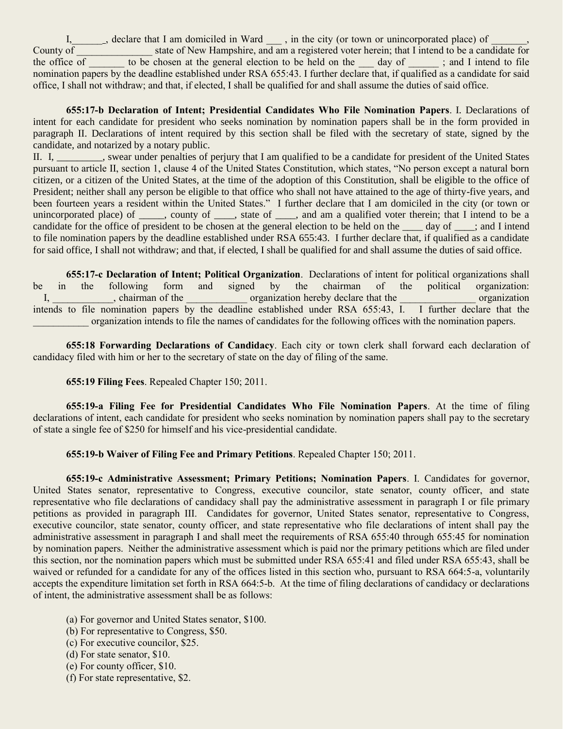I,______, declare that I am domiciled in Ward ___ , in the city (or town or unincorporated place) of _______, County of _______________ state of New Hampshire, and am a registered voter herein; that I intend to be a candidate for the office of _______ to be chosen at the general election to be held on the ___ day of ______ ; and I intend to file nomination papers by the deadline established under RSA 655:43. I further declare that, if qualified as a candidate for said office, I shall not withdraw; and that, if elected, I shall be qualified for and shall assume the duties of said office.

**655:17-b Declaration of Intent; Presidential Candidates Who File Nomination Papers**. I. Declarations of intent for each candidate for president who seeks nomination by nomination papers shall be in the form provided in paragraph II. Declarations of intent required by this section shall be filed with the secretary of state, signed by the candidate, and notarized by a notary public.

II. I, _________, swear under penalties of perjury that I am qualified to be a candidate for president of the United States pursuant to article II, section 1, clause 4 of the United States Constitution, which states, “No person except a natural born citizen, or a citizen of the United States, at the time of the adoption of this Constitution, shall be eligible to the office of President; neither shall any person be eligible to that office who shall not have attained to the age of thirty-five years, and been fourteen years a resident within the United States.” I further declare that I am domiciled in the city (or town or unincorporated place) of _____, county of ____, state of ____, and am a qualified voter therein; that I intend to be a candidate for the office of president to be chosen at the general election to be held on the ____ day of ____; and I intend to file nomination papers by the deadline established under RSA 655:43. I further declare that, if qualified as a candidate for said office, I shall not withdraw; and that, if elected, I shall be qualified for and shall assume the duties of said office.

**655:17-c Declaration of Intent; Political Organization**. Declarations of intent for political organizations shall be in the following form and signed by the chairman of the political organization:
I, ____________, chairman of the ____________ organization hereby declare that the _______________ organization intends to file nomination papers by the deadline established under RSA 655:43, I. I further declare that the ___________ organization intends to file the names of candidates for the following offices with the nomination papers.

**655:18 Forwarding Declarations of Candidacy**. Each city or town clerk shall forward each declaration of candidacy filed with him or her to the secretary of state on the day of filing of the same.

**655:19 Filing Fees**. Repealed Chapter 150; 2011.

**655:19-a Filing Fee for Presidential Candidates Who File Nomination Papers**. At the time of filing declarations of intent, each candidate for president who seeks nomination by nomination papers shall pay to the secretary of state a single fee of $250 for himself and his vice-presidential candidate.

**655:19-b Waiver of Filing Fee and Primary Petitions**. Repealed Chapter 150; 2011.

**655:19-c Administrative Assessment; Primary Petitions; Nomination Papers**. I. Candidates for governor, United States senator, representative to Congress, executive councilor, state senator, county officer, and state representative who file declarations of candidacy shall pay the administrative assessment in paragraph I or file primary petitions as provided in paragraph III. Candidates for governor, United States senator, representative to Congress, executive councilor, state senator, county officer, and state representative who file declarations of intent shall pay the administrative assessment in paragraph I and shall meet the requirements of RSA 655:40 through 655:45 for nomination by nomination papers. Neither the administrative assessment which is paid nor the primary petitions which are filed under this section, nor the nomination papers which must be submitted under RSA 655:41 and filed under RSA 655:43, shall be waived or refunded for a candidate for any of the offices listed in this section who, pursuant to RSA 664:5-a, voluntarily accepts the expenditure limitation set forth in RSA 664:5-b. At the time of filing declarations of candidacy or declarations of intent, the administrative assessment shall be as follows:

(a) For governor and United States senator, $100.
(b) For representative to Congress, $50.
(c) For executive councilor, $25.
(d) For state senator, $10.
(e) For county officer, $10.
(f) For state representative, $2.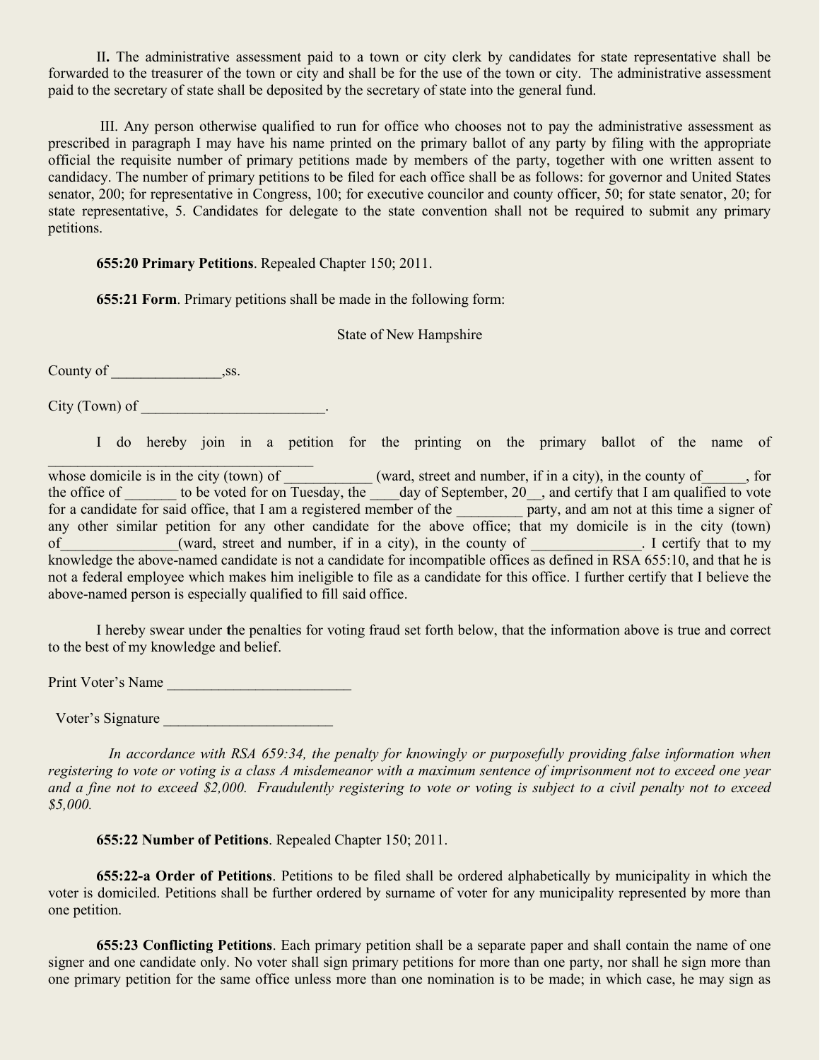II**.** The administrative assessment paid to a town or city clerk by candidates for state representative shall be forwarded to the treasurer of the town or city and shall be for the use of the town or city. The administrative assessment paid to the secretary of state shall be deposited by the secretary of state into the general fund.

III. Any person otherwise qualified to run for office who chooses not to pay the administrative assessment as prescribed in paragraph I may have his name printed on the primary ballot of any party by filing with the appropriate official the requisite number of primary petitions made by members of the party, together with one written assent to candidacy. The number of primary petitions to be filed for each office shall be as follows: for governor and United States senator, 200; for representative in Congress, 100; for executive councilor and county officer, 50; for state senator, 20; for state representative, 5. Candidates for delegate to the state convention shall not be required to submit any primary petitions.

**655:20 Primary Petitions**. Repealed Chapter 150; 2011.

**655:21 Form**. Primary petitions shall be made in the following form:

State of New Hampshire

County of _______________,ss.

City (Town) of _________________________.

I do hereby join in a petition for the printing on the primary ballot of the name of ____________________________________ whose domicile is in the city (town) of ____________ (ward, street and number, if in a city), in the county of______, for the office of _______ to be voted for on Tuesday, the ____day of September, 20__, and certify that I am qualified to vote for a candidate for said office, that I am a registered member of the _________ party, and am not at this time a signer of any other similar petition for any other candidate for the above office; that my domicile is in the city (town) of________________(ward, street and number, if in a city), in the county of _______________. I certify that to my knowledge the above-named candidate is not a candidate for incompatible offices as defined in RSA 655:10, and that he is not a federal employee which makes him ineligible to file as a candidate for this office. I further certify that I believe the above-named person is especially qualified to fill said office.

I hereby swear under the penalties for voting fraud set forth below, that the information above is true and correct to the best of my knowledge and belief.

Print Voter's Name _________________________

Voter's Signature _______________________

*In accordance with RSA 659:34, the penalty for knowingly or purposefully providing false information when registering to vote or voting is a class A misdemeanor with a maximum sentence of imprisonment not to exceed one year and a fine not to exceed $2,000. Fraudulently registering to vote or voting is subject to a civil penalty not to exceed $5,000.*

**655:22 Number of Petitions**. Repealed Chapter 150; 2011.

**655:22-a Order of Petitions**. Petitions to be filed shall be ordered alphabetically by municipality in which the voter is domiciled. Petitions shall be further ordered by surname of voter for any municipality represented by more than one petition.

**655:23 Conflicting Petitions**. Each primary petition shall be a separate paper and shall contain the name of one signer and one candidate only. No voter shall sign primary petitions for more than one party, nor shall he sign more than one primary petition for the same office unless more than one nomination is to be made; in which case, he may sign as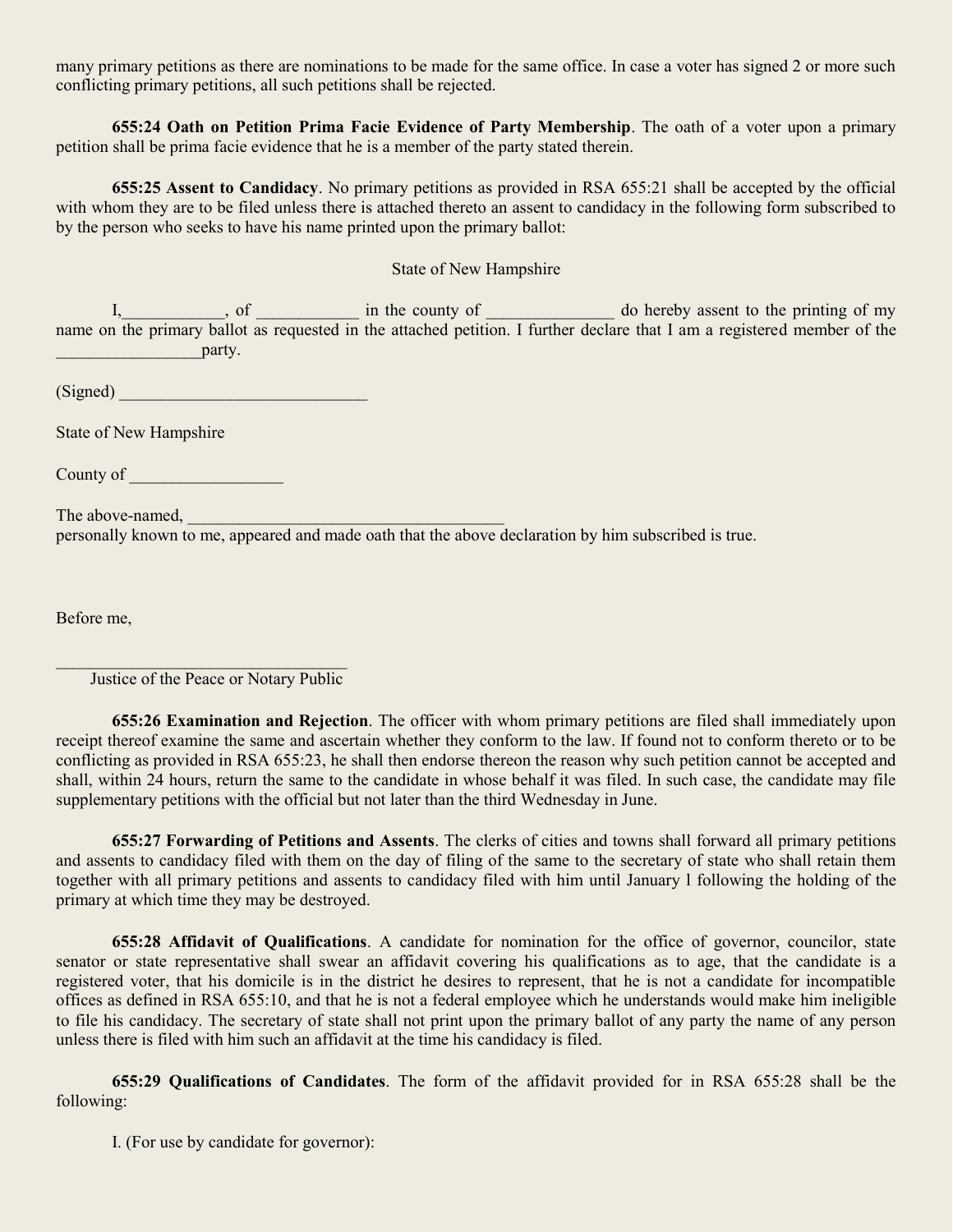many primary petitions as there are nominations to be made for the same office. In case a voter has signed 2 or more such conflicting primary petitions, all such petitions shall be rejected.

**655:24 Oath on Petition Prima Facie Evidence of Party Membership**. The oath of a voter upon a primary petition shall be prima facie evidence that he is a member of the party stated therein.

**655:25 Assent to Candidacy**. No primary petitions as provided in RSA 655:21 shall be accepted by the official with whom they are to be filed unless there is attached thereto an assent to candidacy in the following form subscribed to by the person who seeks to have his name printed upon the primary ballot:

State of New Hampshire

I,____________, of ____________ in the county of _______________ do hereby assent to the printing of my name on the primary ballot as requested in the attached petition. I further declare that I am a registered member of the _________________party.

(Signed) _____________________________

State of New Hampshire

County of __________________

The above-named, ______________________________________
personally known to me, appeared and made oath that the above declaration by him subscribed is true.

Before me,

___________________________________
Justice of the Peace or Notary Public

**655:26 Examination and Rejection**. The officer with whom primary petitions are filed shall immediately upon receipt thereof examine the same and ascertain whether they conform to the law. If found not to conform thereto or to be conflicting as provided in RSA 655:23, he shall then endorse thereon the reason why such petition cannot be accepted and shall, within 24 hours, return the same to the candidate in whose behalf it was filed. In such case, the candidate may file supplementary petitions with the official but not later than the third Wednesday in June.

**655:27 Forwarding of Petitions and Assents**. The clerks of cities and towns shall forward all primary petitions and assents to candidacy filed with them on the day of filing of the same to the secretary of state who shall retain them together with all primary petitions and assents to candidacy filed with him until January 1 following the holding of the primary at which time they may be destroyed.

**655:28 Affidavit of Qualifications**. A candidate for nomination for the office of governor, councilor, state senator or state representative shall swear an affidavit covering his qualifications as to age, that the candidate is a registered voter, that his domicile is in the district he desires to represent, that he is not a candidate for incompatible offices as defined in RSA 655:10, and that he is not a federal employee which he understands would make him ineligible to file his candidacy. The secretary of state shall not print upon the primary ballot of any party the name of any person unless there is filed with him such an affidavit at the time his candidacy is filed.

**655:29 Qualifications of Candidates**. The form of the affidavit provided for in RSA 655:28 shall be the following:

I. (For use by candidate for governor):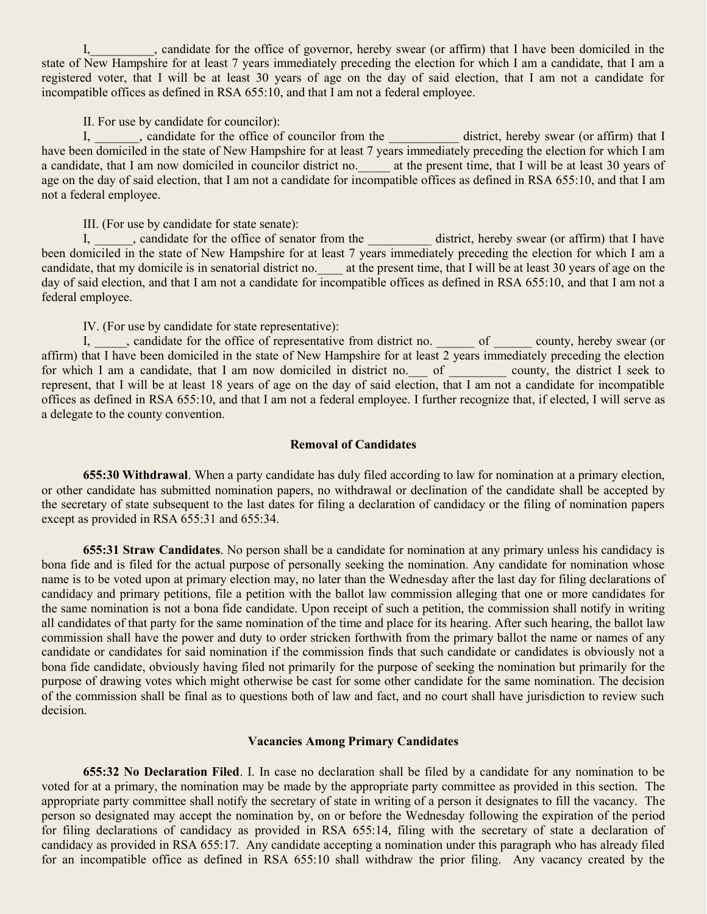I,__________, candidate for the office of governor, hereby swear (or affirm) that I have been domiciled in the state of New Hampshire for at least 7 years immediately preceding the election for which I am a candidate, that I am a registered voter, that I will be at least 30 years of age on the day of said election, that I am not a candidate for incompatible offices as defined in RSA 655:10, and that I am not a federal employee.

II. For use by candidate for councilor):

I, _______, candidate for the office of councilor from the ___________ district, hereby swear (or affirm) that I have been domiciled in the state of New Hampshire for at least 7 years immediately preceding the election for which I am a candidate, that I am now domiciled in councilor district no._____ at the present time, that I will be at least 30 years of age on the day of said election, that I am not a candidate for incompatible offices as defined in RSA 655:10, and that I am not a federal employee.

III. (For use by candidate for state senate):

I, ______, candidate for the office of senator from the __________ district, hereby swear (or affirm) that I have been domiciled in the state of New Hampshire for at least 7 years immediately preceding the election for which I am a candidate, that my domicile is in senatorial district no.____ at the present time, that I will be at least 30 years of age on the day of said election, and that I am not a candidate for incompatible offices as defined in RSA 655:10, and that I am not a federal employee.

IV. (For use by candidate for state representative):

I, _____, candidate for the office of representative from district no. ______ of ______ county, hereby swear (or affirm) that I have been domiciled in the state of New Hampshire for at least 2 years immediately preceding the election for which I am a candidate, that I am now domiciled in district no.___ of _________ county, the district I seek to represent, that I will be at least 18 years of age on the day of said election, that I am not a candidate for incompatible offices as defined in RSA 655:10, and that I am not a federal employee. I further recognize that, if elected, I will serve as a delegate to the county convention.

**Removal of Candidates**

**655:30 Withdrawal**. When a party candidate has duly filed according to law for nomination at a primary election, or other candidate has submitted nomination papers, no withdrawal or declination of the candidate shall be accepted by the secretary of state subsequent to the last dates for filing a declaration of candidacy or the filing of nomination papers except as provided in RSA 655:31 and 655:34.

**655:31 Straw Candidates**. No person shall be a candidate for nomination at any primary unless his candidacy is bona fide and is filed for the actual purpose of personally seeking the nomination. Any candidate for nomination whose name is to be voted upon at primary election may, no later than the Wednesday after the last day for filing declarations of candidacy and primary petitions, file a petition with the ballot law commission alleging that one or more candidates for the same nomination is not a bona fide candidate. Upon receipt of such a petition, the commission shall notify in writing all candidates of that party for the same nomination of the time and place for its hearing. After such hearing, the ballot law commission shall have the power and duty to order stricken forthwith from the primary ballot the name or names of any candidate or candidates for said nomination if the commission finds that such candidate or candidates is obviously not a bona fide candidate, obviously having filed not primarily for the purpose of seeking the nomination but primarily for the purpose of drawing votes which might otherwise be cast for some other candidate for the same nomination. The decision of the commission shall be final as to questions both of law and fact, and no court shall have jurisdiction to review such decision.

**Vacancies Among Primary Candidates**

**655:32 No Declaration Filed**. I. In case no declaration shall be filed by a candidate for any nomination to be voted for at a primary, the nomination may be made by the appropriate party committee as provided in this section. The appropriate party committee shall notify the secretary of state in writing of a person it designates to fill the vacancy. The person so designated may accept the nomination by, on or before the Wednesday following the expiration of the period for filing declarations of candidacy as provided in RSA 655:14, filing with the secretary of state a declaration of candidacy as provided in RSA 655:17. Any candidate accepting a nomination under this paragraph who has already filed for an incompatible office as defined in RSA 655:10 shall withdraw the prior filing. Any vacancy created by the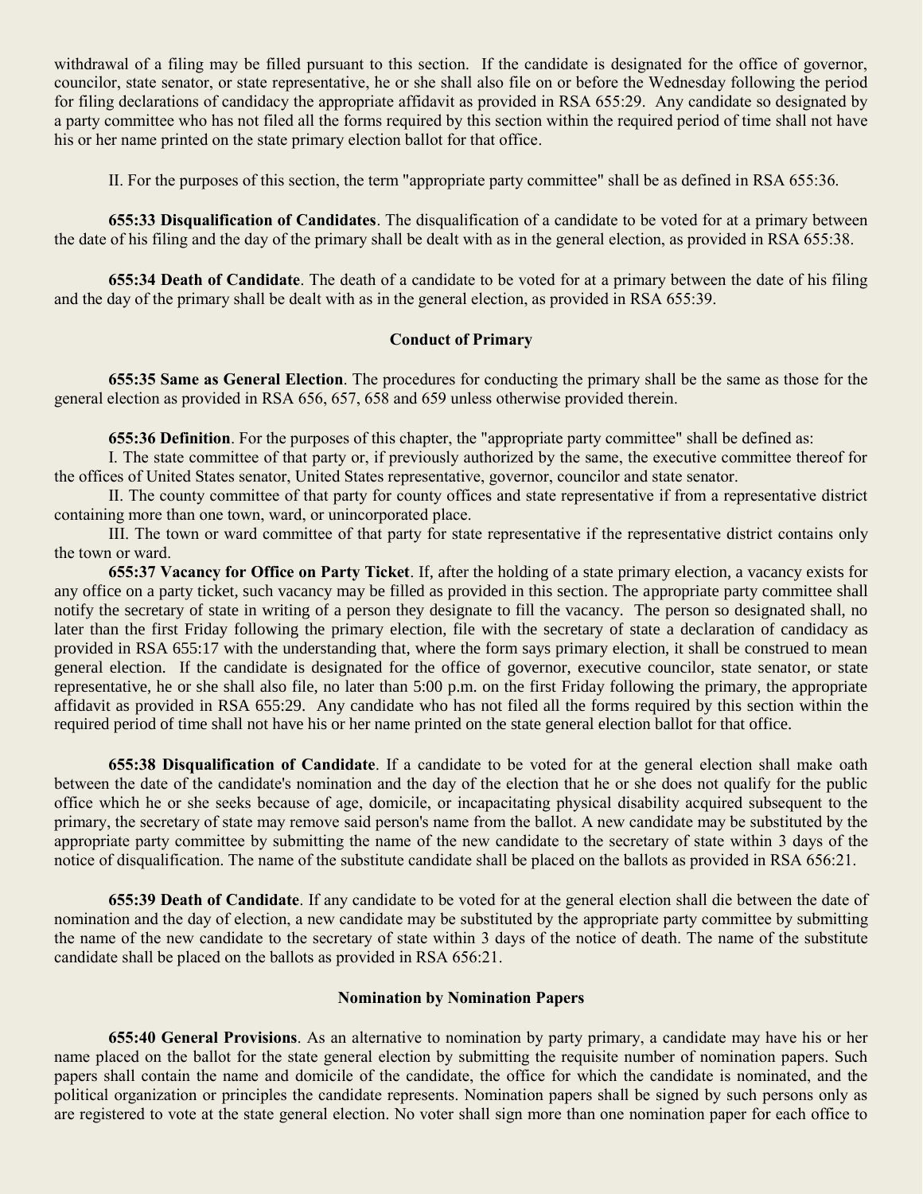withdrawal of a filing may be filled pursuant to this section. If the candidate is designated for the office of governor, councilor, state senator, or state representative, he or she shall also file on or before the Wednesday following the period for filing declarations of candidacy the appropriate affidavit as provided in RSA 655:29. Any candidate so designated by a party committee who has not filed all the forms required by this section within the required period of time shall not have his or her name printed on the state primary election ballot for that office.

II. For the purposes of this section, the term "appropriate party committee" shall be as defined in RSA 655:36.

**655:33 Disqualification of Candidates**. The disqualification of a candidate to be voted for at a primary between the date of his filing and the day of the primary shall be dealt with as in the general election, as provided in RSA 655:38.

**655:34 Death of Candidate**. The death of a candidate to be voted for at a primary between the date of his filing and the day of the primary shall be dealt with as in the general election, as provided in RSA 655:39.

### Conduct of Primary

**655:35 Same as General Election**. The procedures for conducting the primary shall be the same as those for the general election as provided in RSA 656, 657, 658 and 659 unless otherwise provided therein.

**655:36 Definition**. For the purposes of this chapter, the "appropriate party committee" shall be defined as:

I. The state committee of that party or, if previously authorized by the same, the executive committee thereof for the offices of United States senator, United States representative, governor, councilor and state senator.

II. The county committee of that party for county offices and state representative if from a representative district containing more than one town, ward, or unincorporated place.

III. The town or ward committee of that party for state representative if the representative district contains only the town or ward.

**655:37 Vacancy for Office on Party Ticket**. If, after the holding of a state primary election, a vacancy exists for any office on a party ticket, such vacancy may be filled as provided in this section. The appropriate party committee shall notify the secretary of state in writing of a person they designate to fill the vacancy. The person so designated shall, no later than the first Friday following the primary election, file with the secretary of state a declaration of candidacy as provided in RSA 655:17 with the understanding that, where the form says primary election, it shall be construed to mean general election. If the candidate is designated for the office of governor, executive councilor, state senator, or state representative, he or she shall also file, no later than 5:00 p.m. on the first Friday following the primary, the appropriate affidavit as provided in RSA 655:29. Any candidate who has not filed all the forms required by this section within the required period of time shall not have his or her name printed on the state general election ballot for that office.

**655:38 Disqualification of Candidate**. If a candidate to be voted for at the general election shall make oath between the date of the candidate's nomination and the day of the election that he or she does not qualify for the public office which he or she seeks because of age, domicile, or incapacitating physical disability acquired subsequent to the primary, the secretary of state may remove said person's name from the ballot. A new candidate may be substituted by the appropriate party committee by submitting the name of the new candidate to the secretary of state within 3 days of the notice of disqualification. The name of the substitute candidate shall be placed on the ballots as provided in RSA 656:21.

**655:39 Death of Candidate**. If any candidate to be voted for at the general election shall die between the date of nomination and the day of election, a new candidate may be substituted by the appropriate party committee by submitting the name of the new candidate to the secretary of state within 3 days of the notice of death. The name of the substitute candidate shall be placed on the ballots as provided in RSA 656:21.

### Nomination by Nomination Papers

**655:40 General Provisions**. As an alternative to nomination by party primary, a candidate may have his or her name placed on the ballot for the state general election by submitting the requisite number of nomination papers. Such papers shall contain the name and domicile of the candidate, the office for which the candidate is nominated, and the political organization or principles the candidate represents. Nomination papers shall be signed by such persons only as are registered to vote at the state general election. No voter shall sign more than one nomination paper for each office to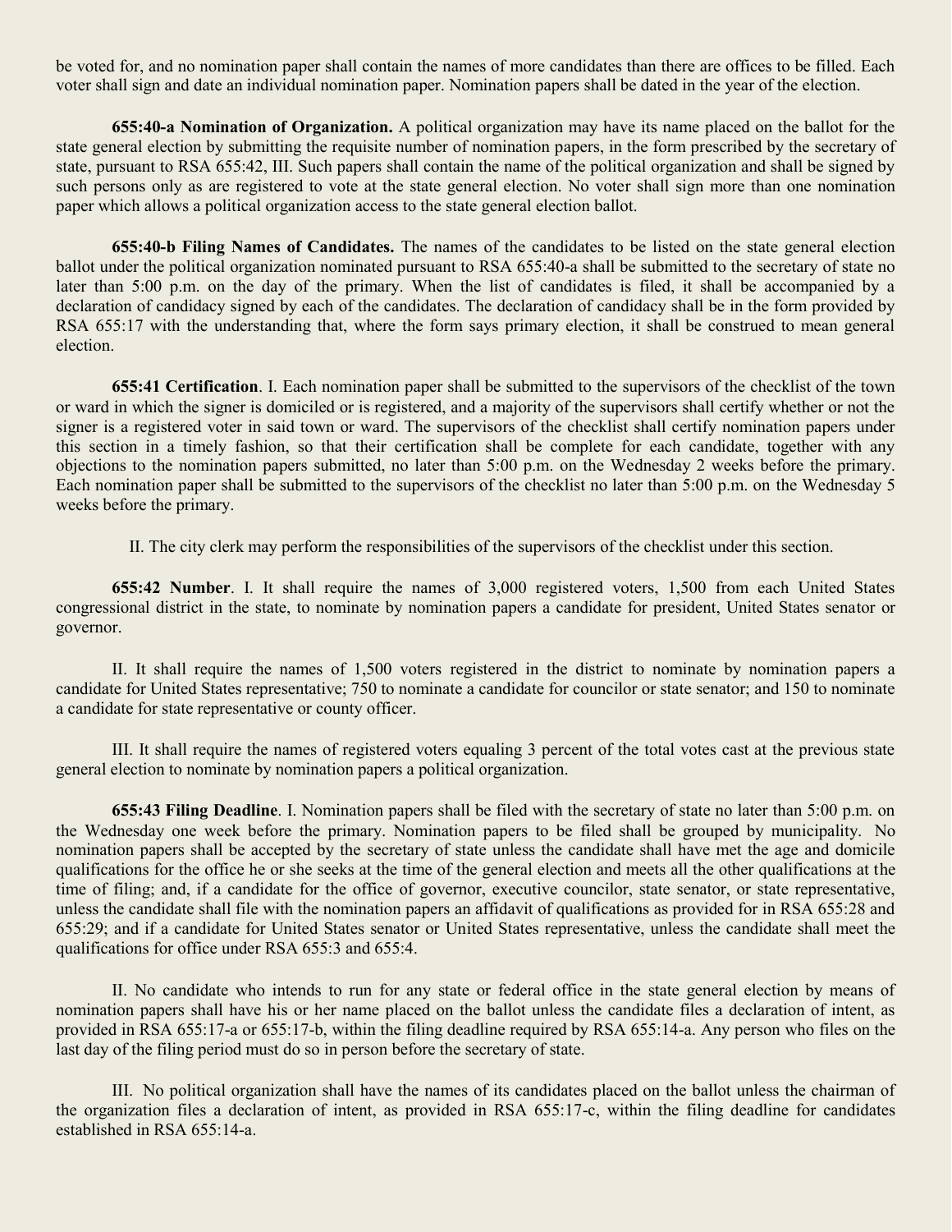be voted for, and no nomination paper shall contain the names of more candidates than there are offices to be filled. Each voter shall sign and date an individual nomination paper. Nomination papers shall be dated in the year of the election.

**655:40-a Nomination of Organization.** A political organization may have its name placed on the ballot for the state general election by submitting the requisite number of nomination papers, in the form prescribed by the secretary of state, pursuant to RSA 655:42, III. Such papers shall contain the name of the political organization and shall be signed by such persons only as are registered to vote at the state general election. No voter shall sign more than one nomination paper which allows a political organization access to the state general election ballot.

**655:40-b Filing Names of Candidates.** The names of the candidates to be listed on the state general election ballot under the political organization nominated pursuant to RSA 655:40-a shall be submitted to the secretary of state no later than 5:00 p.m. on the day of the primary. When the list of candidates is filed, it shall be accompanied by a declaration of candidacy signed by each of the candidates. The declaration of candidacy shall be in the form provided by RSA 655:17 with the understanding that, where the form says primary election, it shall be construed to mean general election.

**655:41 Certification**. I. Each nomination paper shall be submitted to the supervisors of the checklist of the town or ward in which the signer is domiciled or is registered, and a majority of the supervisors shall certify whether or not the signer is a registered voter in said town or ward. The supervisors of the checklist shall certify nomination papers under this section in a timely fashion, so that their certification shall be complete for each candidate, together with any objections to the nomination papers submitted, no later than 5:00 p.m. on the Wednesday 2 weeks before the primary. Each nomination paper shall be submitted to the supervisors of the checklist no later than 5:00 p.m. on the Wednesday 5 weeks before the primary.

II. The city clerk may perform the responsibilities of the supervisors of the checklist under this section.

**655:42 Number**. I. It shall require the names of 3,000 registered voters, 1,500 from each United States congressional district in the state, to nominate by nomination papers a candidate for president, United States senator or governor.

II. It shall require the names of 1,500 voters registered in the district to nominate by nomination papers a candidate for United States representative; 750 to nominate a candidate for councilor or state senator; and 150 to nominate a candidate for state representative or county officer.

III. It shall require the names of registered voters equaling 3 percent of the total votes cast at the previous state general election to nominate by nomination papers a political organization.

**655:43 Filing Deadline**. I. Nomination papers shall be filed with the secretary of state no later than 5:00 p.m. on the Wednesday one week before the primary. Nomination papers to be filed shall be grouped by municipality. No nomination papers shall be accepted by the secretary of state unless the candidate shall have met the age and domicile qualifications for the office he or she seeks at the time of the general election and meets all the other qualifications at the time of filing; and, if a candidate for the office of governor, executive councilor, state senator, or state representative, unless the candidate shall file with the nomination papers an affidavit of qualifications as provided for in RSA 655:28 and 655:29; and if a candidate for United States senator or United States representative, unless the candidate shall meet the qualifications for office under RSA 655:3 and 655:4.

II. No candidate who intends to run for any state or federal office in the state general election by means of nomination papers shall have his or her name placed on the ballot unless the candidate files a declaration of intent, as provided in RSA 655:17-a or 655:17-b, within the filing deadline required by RSA 655:14-a. Any person who files on the last day of the filing period must do so in person before the secretary of state.

III. No political organization shall have the names of its candidates placed on the ballot unless the chairman of the organization files a declaration of intent, as provided in RSA 655:17-c, within the filing deadline for candidates established in RSA 655:14-a.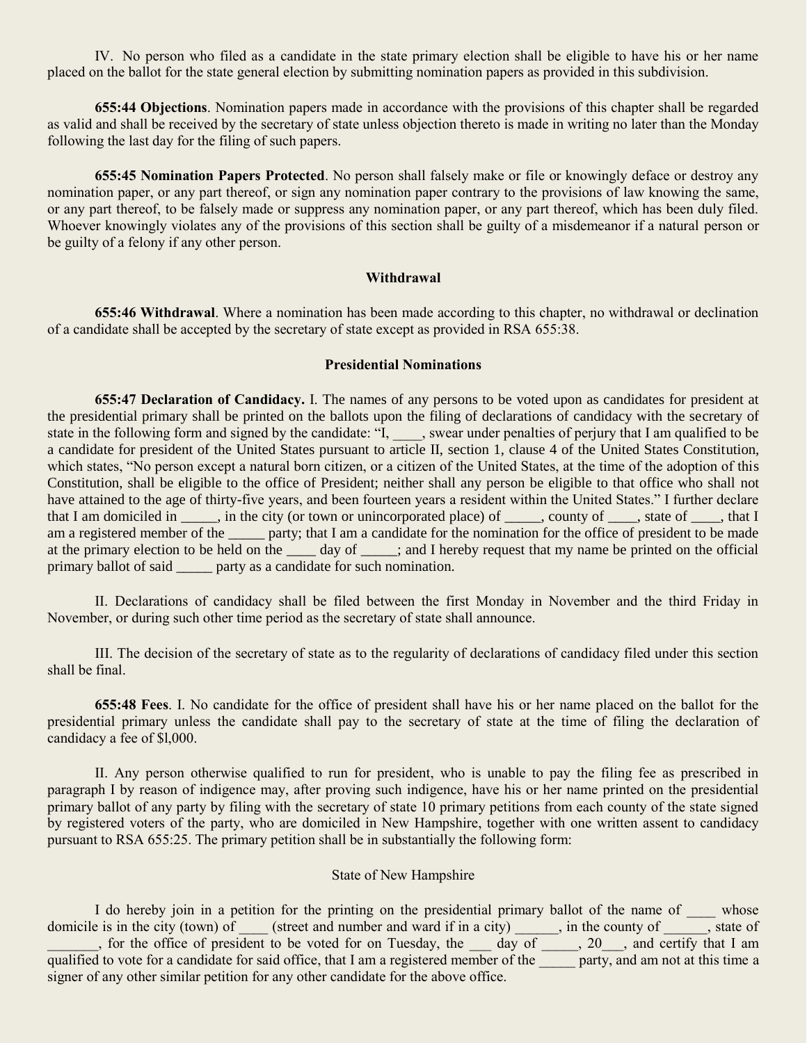IV. No person who filed as a candidate in the state primary election shall be eligible to have his or her name placed on the ballot for the state general election by submitting nomination papers as provided in this subdivision.

**655:44 Objections**. Nomination papers made in accordance with the provisions of this chapter shall be regarded as valid and shall be received by the secretary of state unless objection thereto is made in writing no later than the Monday following the last day for the filing of such papers.

**655:45 Nomination Papers Protected**. No person shall falsely make or file or knowingly deface or destroy any nomination paper, or any part thereof, or sign any nomination paper contrary to the provisions of law knowing the same, or any part thereof, to be falsely made or suppress any nomination paper, or any part thereof, which has been duly filed. Whoever knowingly violates any of the provisions of this section shall be guilty of a misdemeanor if a natural person or be guilty of a felony if any other person.

### Withdrawal

**655:46 Withdrawal**. Where a nomination has been made according to this chapter, no withdrawal or declination of a candidate shall be accepted by the secretary of state except as provided in RSA 655:38.

### Presidential Nominations

**655:47 Declaration of Candidacy.** I. The names of any persons to be voted upon as candidates for president at the presidential primary shall be printed on the ballots upon the filing of declarations of candidacy with the secretary of state in the following form and signed by the candidate: "I, ____, swear under penalties of perjury that I am qualified to be a candidate for president of the United States pursuant to article II, section 1, clause 4 of the United States Constitution, which states, "No person except a natural born citizen, or a citizen of the United States, at the time of the adoption of this Constitution, shall be eligible to the office of President; neither shall any person be eligible to that office who shall not have attained to the age of thirty-five years, and been fourteen years a resident within the United States." I further declare that I am domiciled in _____, in the city (or town or unincorporated place) of _____, county of ____, state of ____, that I am a registered member of the _____ party; that I am a candidate for the nomination for the office of president to be made at the primary election to be held on the ____ day of _____; and I hereby request that my name be printed on the official primary ballot of said _____ party as a candidate for such nomination.

II. Declarations of candidacy shall be filed between the first Monday in November and the third Friday in November, or during such other time period as the secretary of state shall announce.

III. The decision of the secretary of state as to the regularity of declarations of candidacy filed under this section shall be final.

**655:48 Fees**. I. No candidate for the office of president shall have his or her name placed on the ballot for the presidential primary unless the candidate shall pay to the secretary of state at the time of filing the declaration of candidacy a fee of $l,000.

II. Any person otherwise qualified to run for president, who is unable to pay the filing fee as prescribed in paragraph I by reason of indigence may, after proving such indigence, have his or her name printed on the presidential primary ballot of any party by filing with the secretary of state 10 primary petitions from each county of the state signed by registered voters of the party, who are domiciled in New Hampshire, together with one written assent to candidacy pursuant to RSA 655:25. The primary petition shall be in substantially the following form:

State of New Hampshire

I do hereby join in a petition for the printing on the presidential primary ballot of the name of ____ whose domicile is in the city (town) of ____ (street and number and ward if in a city) ______, in the county of ______, state of _______, for the office of president to be voted for on Tuesday, the ___ day of _____, 20___, and certify that I am qualified to vote for a candidate for said office, that I am a registered member of the _____ party, and am not at this time a signer of any other similar petition for any other candidate for the above office.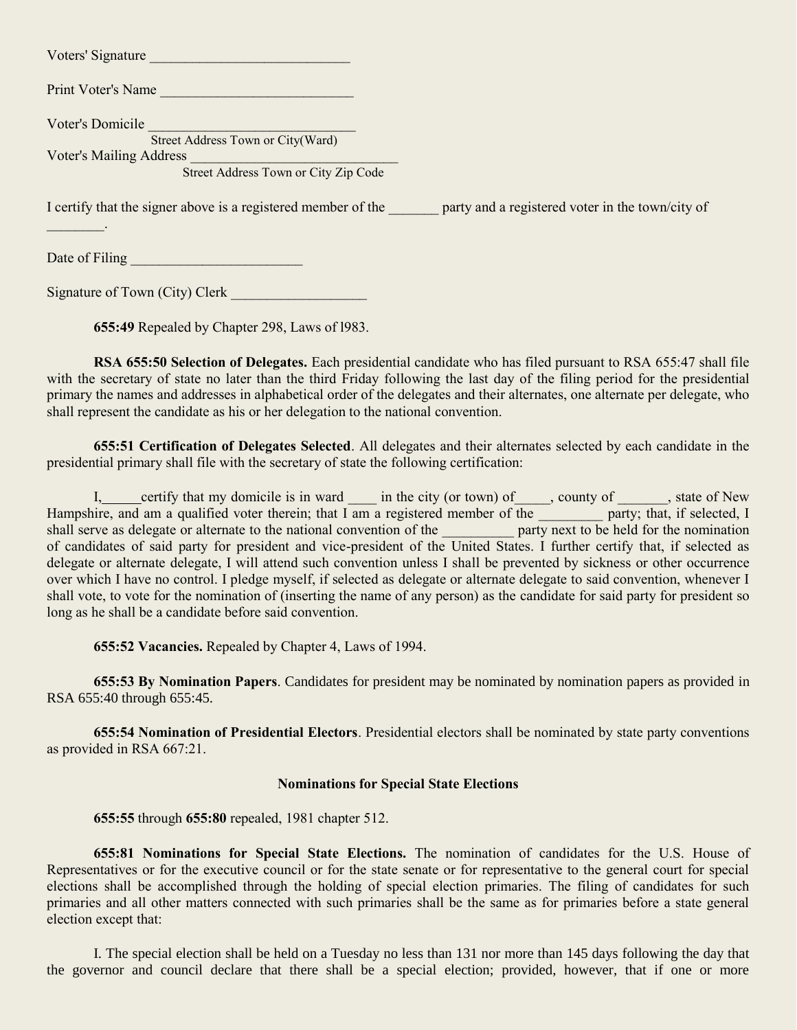Voters' Signature ____________________________

Print Voter's Name ___________________________

Voter's Domicile ______________________________
Street Address Town or City(Ward)

Voter's Mailing Address ______________________________
Street Address Town or City Zip Code

I certify that the signer above is a registered member of the _______ party and a registered voter in the town/city of ________.

Date of Filing ________________________

Signature of Town (City) Clerk ___________________

**655:49** Repealed by Chapter 298, Laws of l983.

**RSA 655:50 Selection of Delegates.** Each presidential candidate who has filed pursuant to RSA 655:47 shall file with the secretary of state no later than the third Friday following the last day of the filing period for the presidential primary the names and addresses in alphabetical order of the delegates and their alternates, one alternate per delegate, who shall represent the candidate as his or her delegation to the national convention.

**655:51 Certification of Delegates Selected**. All delegates and their alternates selected by each candidate in the presidential primary shall file with the secretary of state the following certification:

I,_____certify that my domicile is in ward ____ in the city (or town) of_____, county of _______, state of New Hampshire, and am a qualified voter therein; that I am a registered member of the _________ party; that, if selected, I shall serve as delegate or alternate to the national convention of the __________ party next to be held for the nomination of candidates of said party for president and vice-president of the United States. I further certify that, if selected as delegate or alternate delegate, I will attend such convention unless I shall be prevented by sickness or other occurrence over which I have no control. I pledge myself, if selected as delegate or alternate delegate to said convention, whenever I shall vote, to vote for the nomination of (inserting the name of any person) as the candidate for said party for president so long as he shall be a candidate before said convention.

**655:52 Vacancies.** Repealed by Chapter 4, Laws of 1994.

**655:53 By Nomination Papers**. Candidates for president may be nominated by nomination papers as provided in RSA 655:40 through 655:45.

**655:54 Nomination of Presidential Electors**. Presidential electors shall be nominated by state party conventions as provided in RSA 667:21.

### Nominations for Special State Elections

**655:55** through **655:80** repealed, 1981 chapter 512.

**655:81 Nominations for Special State Elections.** The nomination of candidates for the U.S. House of Representatives or for the executive council or for the state senate or for representative to the general court for special elections shall be accomplished through the holding of special election primaries. The filing of candidates for such primaries and all other matters connected with such primaries shall be the same as for primaries before a state general election except that:

I. The special election shall be held on a Tuesday no less than 131 nor more than 145 days following the day that the governor and council declare that there shall be a special election; provided, however, that if one or more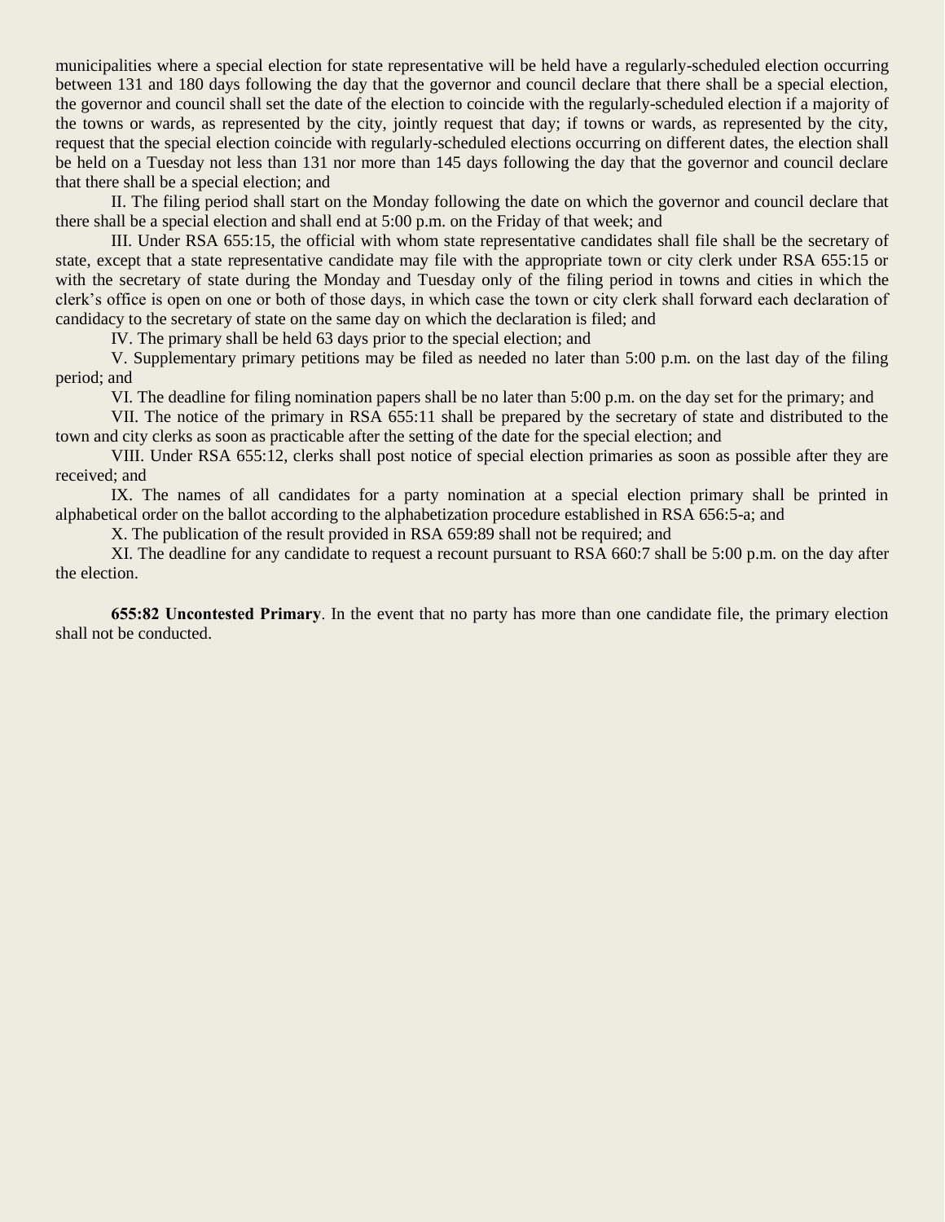municipalities where a special election for state representative will be held have a regularly-scheduled election occurring between 131 and 180 days following the day that the governor and council declare that there shall be a special election, the governor and council shall set the date of the election to coincide with the regularly-scheduled election if a majority of the towns or wards, as represented by the city, jointly request that day; if towns or wards, as represented by the city, request that the special election coincide with regularly-scheduled elections occurring on different dates, the election shall be held on a Tuesday not less than 131 nor more than 145 days following the day that the governor and council declare that there shall be a special election; and

II. The filing period shall start on the Monday following the date on which the governor and council declare that there shall be a special election and shall end at 5:00 p.m. on the Friday of that week; and

III. Under RSA 655:15, the official with whom state representative candidates shall file shall be the secretary of state, except that a state representative candidate may file with the appropriate town or city clerk under RSA 655:15 or with the secretary of state during the Monday and Tuesday only of the filing period in towns and cities in which the clerk's office is open on one or both of those days, in which case the town or city clerk shall forward each declaration of candidacy to the secretary of state on the same day on which the declaration is filed; and

IV. The primary shall be held 63 days prior to the special election; and

V. Supplementary primary petitions may be filed as needed no later than 5:00 p.m. on the last day of the filing period; and

VI. The deadline for filing nomination papers shall be no later than 5:00 p.m. on the day set for the primary; and

VII. The notice of the primary in RSA 655:11 shall be prepared by the secretary of state and distributed to the town and city clerks as soon as practicable after the setting of the date for the special election; and

VIII. Under RSA 655:12, clerks shall post notice of special election primaries as soon as possible after they are received; and

IX. The names of all candidates for a party nomination at a special election primary shall be printed in alphabetical order on the ballot according to the alphabetization procedure established in RSA 656:5-a; and

X. The publication of the result provided in RSA 659:89 shall not be required; and

XI. The deadline for any candidate to request a recount pursuant to RSA 660:7 shall be 5:00 p.m. on the day after the election.

**655:82 Uncontested Primary**. In the event that no party has more than one candidate file, the primary election shall not be conducted.